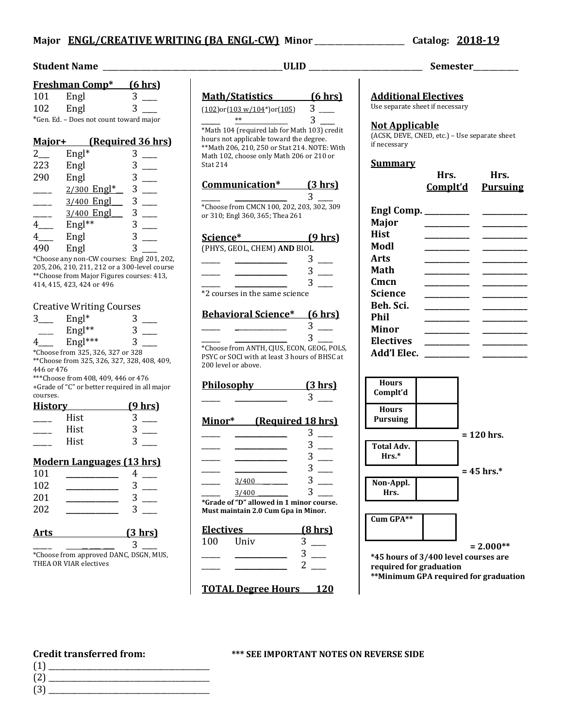**Major ENGL/CREATIVE WRITING (BA ENGL-CW) Minor ______________________ Catalog: 2018-19**

**Student Name ____________________________________________ ULID ____________________________ Semester___________**

## Freshman Comp* (6 hrs)

| | | | |
|---|---|---|---|
| 101 | Engl | 3 | ____ |
| 102 | Engl | 3 | ____ |

*Gen. Ed. – Does not count toward major

## Major+ (Required 36 hrs)

| | | | |
|---|---|---|---|
| 2___ | Engl* | 3 | ____ |
| 223 | Engl | 3 | ____ |
| 290 | Engl | 3 | ____ |
| ____ | 2/300 Engl*__ | 3 | ____ |
| ____ | 3/400 Engl___ | 3 | ____ |
| ____ | 3/400 Engl___ | 3 | ____ |
| 4___ | Engl** | 3 | ____ |
| 4___ | Engl | 3 | ____ |
| 490 | Engl | 3 | ____ |

*Choose any non-CW courses: Engl 201, 202, 205, 206, 210, 211, 212 or a 300-level course
**Choose from Major Figures courses: 413, 414, 415, 423, 424 or 496

### Creative Writing Courses

| | | | |
|---|---|---|---|
| 3___ | Engl* | 3 | ____ |
| ___ | Engl** | 3 | ____ |
| 4___ | Engl*** | 3 | ____ |

*Choose from 325, 326, 327 or 328
**Choose from 325, 326, 327, 328, 408, 409, 446 or 476
***Choose from 408, 409, 446 or 476
+Grade of "C" or better required in all major courses.

## History (9 hrs)

| | | | |
|---|---|---|---|
| ____ | Hist | 3 | ____ |
| ____ | Hist | 3 | ____ |
| ____ | Hist | 3 | ____ |

## Modern Languages (13 hrs)

| | | | |
|---|---|---|---|
| 101 | ____________ | 4 | ____ |
| 102 | ____________ | 3 | ____ |
| 201 | ____________ | 3 | ____ |
| 202 | ____________ | 3 | ____ |

## Arts (3 hrs)

| | | | |
|---|---|---|---|
| ____ | ____________ | 3 | ____ |

*Choose from approved DANC, DSGN, MUS, THEA OR VIAR electives

## Math/Statistics (6 hrs)

| | | | |
|---|---|---|---|
| (102)or(103 w/104*)or(105) | | 3 | ____ |
| ____ | ** | 3 | ____ |

*Math 104 (required lab for Math 103) credit hours not applicable toward the degree.
**Math 206, 210, 250 or Stat 214. NOTE: With Math 102, choose only Math 206 or 210 or Stat 214

## Communication* (3 hrs)

| | | | |
|---|---|---|---|
| ____ | ____________ | 3 | ____ |

*Choose from CMCN 100, 202, 203, 302, 309 or 310; Engl 360, 365; Thea 261

## Science* (9 hrs)

(PHYS, GEOL, CHEM) **AND** BIOL

| | | | |
|---|---|---|---|
| ____ | ____________ | 3 | ____ |
| ____ | ____________ | 3 | ____ |
| ____ | ____________ | 3 | ____ |

*2 courses in the same science

## Behavioral Science* (6 hrs)

| | | | |
|---|---|---|---|
| ____ | ____________ | 3 | ____ |
| ____ | ____________ | 3 | ____ |

*Choose from ANTH, CJUS, ECON, GEOG, POLS, PSYC or SOCI with at least 3 hours of BHSC at 200 level or above.

## Philosophy (3 hrs)

| | | | |
|---|---|---|---|
| ____ | ____________ | 3 | ____ |

## Minor* (Required 18 hrs)

| | | | |
|---|---|---|---|
| ____ | ____________ | 3 | ____ |
| ____ | ____________ | 3 | ____ |
| ____ | ____________ | 3 | ____ |
| ____ | ____________ | 3 | ____ |
| ____ | 3/400 ________ | 3 | ____ |
| ____ | 3/400 ________ | 3 | ____ |

***Grade of "D" allowed in 1 minor course. Must maintain 2.0 Cum Gpa in Minor.**

## Electives (8 hrs)

| | | | |
|---|---|---|---|
| 100 | Univ | 3 | ____ |
| ____ | ____________ | 3 | ____ |
| ____ | ____________ | 2 | ____ |

**TOTAL Degree Hours 120**

## Additional Electives

Use separate sheet if necessary

## Not Applicable

(ACSK, DEVE, CNED, etc.) – Use separate sheet if necessary

## Summary

| | Hrs. Complt'd | Hrs. Pursuing |
|---|---|---|
| Engl Comp. | ________ | ________ |
| Major | ________ | ________ |
| Hist | ________ | ________ |
| Modl | ________ | ________ |
| Arts | ________ | ________ |
| Math | ________ | ________ |
| Cmcn | ________ | ________ |
| Science | ________ | ________ |
| Beh. Sci. | ________ | ________ |
| Phil | ________ | ________ |
| Minor | ________ | ________ |
| Electives | ________ | ________ |
| Add'l Elec. | ________ | ________ |

| | | |
|---|---|---|
| Hours Complt'd | | |
| Hours Pursuing | | = 120 hrs. |
| Total Adv. Hrs.* | | = 45 hrs.* |
| Non-Appl. Hrs. | | |
| Cum GPA** | | = 2.000** |

***45 hours of 3/400 level courses are required for graduation**
****Minimum GPA required for graduation**

**Credit transferred from:**

(1) ________________________________________
(2) ________________________________________
(3) ________________________________________

**\*\*\* SEE IMPORTANT NOTES ON REVERSE SIDE**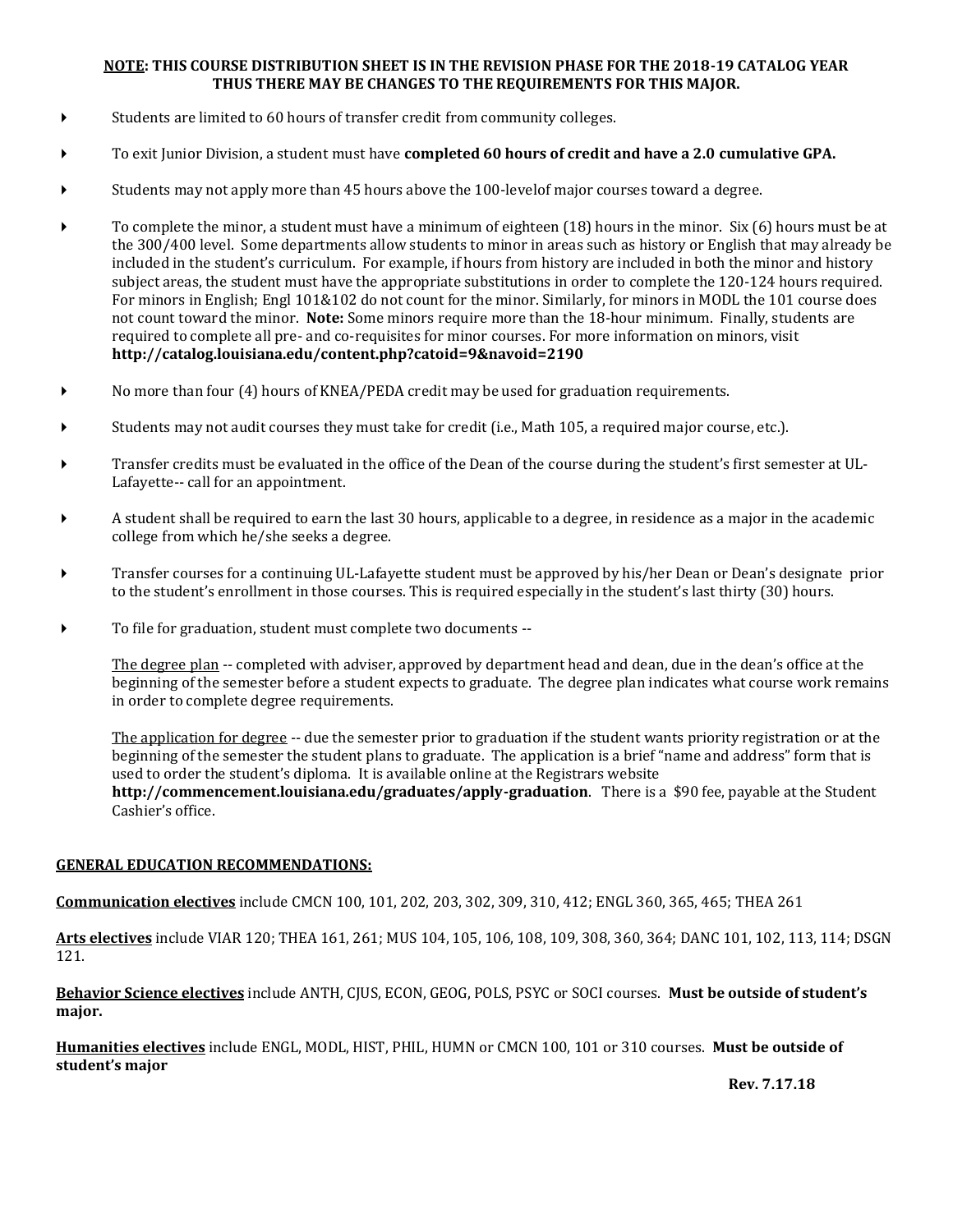**<u>NOTE</u>: THIS COURSE DISTRIBUTION SHEET IS IN THE REVISION PHASE FOR THE 2018-19 CATALOG YEAR THUS THERE MAY BE CHANGES TO THE REQUIREMENTS FOR THIS MAJOR.**

- Students are limited to 60 hours of transfer credit from community colleges.
- To exit Junior Division, a student must have **completed 60 hours of credit and have a 2.0 cumulative GPA.**
- Students may not apply more than 45 hours above the 100-levelof major courses toward a degree.
- To complete the minor, a student must have a minimum of eighteen (18) hours in the minor. Six (6) hours must be at the 300/400 level. Some departments allow students to minor in areas such as history or English that may already be included in the student's curriculum. For example, if hours from history are included in both the minor and history subject areas, the student must have the appropriate substitutions in order to complete the 120-124 hours required. For minors in English; Engl 101&102 do not count for the minor. Similarly, for minors in MODL the 101 course does not count toward the minor. **Note:** Some minors require more than the 18-hour minimum. Finally, students are required to complete all pre- and co-requisites for minor courses. For more information on minors, visit **http://catalog.louisiana.edu/content.php?catoid=9&navoid=2190**
- No more than four (4) hours of KNEA/PEDA credit may be used for graduation requirements.
- Students may not audit courses they must take for credit (i.e., Math 105, a required major course, etc.).
- Transfer credits must be evaluated in the office of the Dean of the course during the student's first semester at UL-Lafayette-- call for an appointment.
- A student shall be required to earn the last 30 hours, applicable to a degree, in residence as a major in the academic college from which he/she seeks a degree.
- Transfer courses for a continuing UL-Lafayette student must be approved by his/her Dean or Dean's designate prior to the student's enrollment in those courses. This is required especially in the student's last thirty (30) hours.
- To file for graduation, student must complete two documents --

  <u>The degree plan</u> -- completed with adviser, approved by department head and dean, due in the dean's office at the beginning of the semester before a student expects to graduate. The degree plan indicates what course work remains in order to complete degree requirements.

  <u>The application for degree</u> -- due the semester prior to graduation if the student wants priority registration or at the beginning of the semester the student plans to graduate. The application is a brief "name and address" form that is used to order the student's diploma. It is available online at the Registrars website **http://commencement.louisiana.edu/graduates/apply-graduation**. There is a $90 fee, payable at the Student Cashier's office.

## <u>GENERAL EDUCATION RECOMMENDATIONS:</u>

**<u>Communication electives</u>** include CMCN 100, 101, 202, 203, 302, 309, 310, 412; ENGL 360, 365, 465; THEA 261

**<u>Arts electives</u>** include VIAR 120; THEA 161, 261; MUS 104, 105, 106, 108, 109, 308, 360, 364; DANC 101, 102, 113, 114; DSGN 121.

**<u>Behavior Science electives</u>** include ANTH, CJUS, ECON, GEOG, POLS, PSYC or SOCI courses. **Must be outside of student's major.**

**<u>Humanities electives</u>** include ENGL, MODL, HIST, PHIL, HUMN or CMCN 100, 101 or 310 courses. **Must be outside of student's major**

**Rev. 7.17.18**